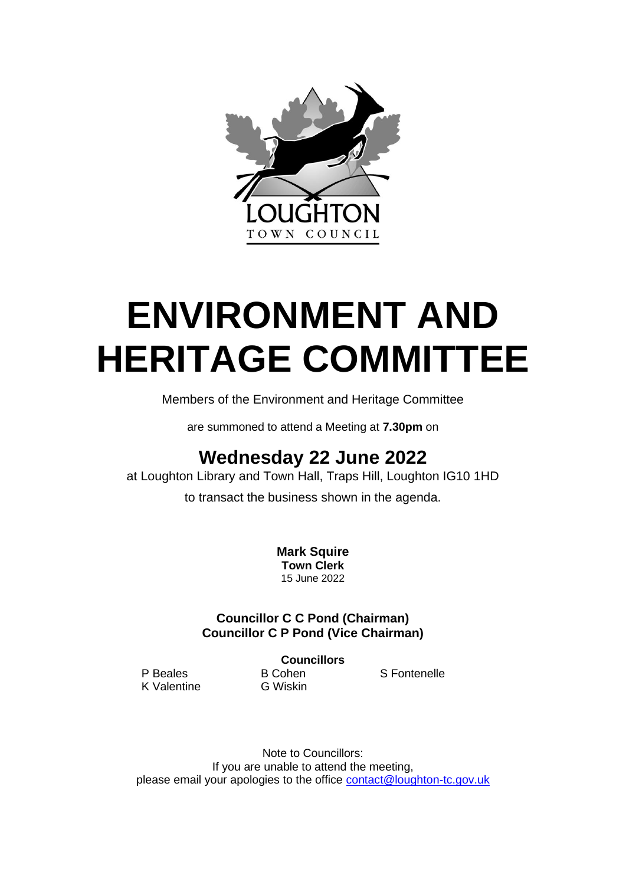# ENVIRONMENT AND HERITAGE COMMITTEE

Members of the Environment and Heritage Committee

are summoned to attend a Meeting at **7.30pm** on

## Wednesday 22 June 2022

at Loughton Library and Town Hall, Traps Hill, Loughton IG10 1HD

to transact the business shown in the agenda.

**Mark Squire**
**Town Clerk**
15 June 2022

**Councillor C C Pond (Chairman)**
**Councillor C P Pond (Vice Chairman)**

**Councillors**

P Beales
B Cohen
S Fontenelle
K Valentine
G Wiskin

Note to Councillors:
If you are unable to attend the meeting,
please email your apologies to the office contact@loughton-tc.gov.uk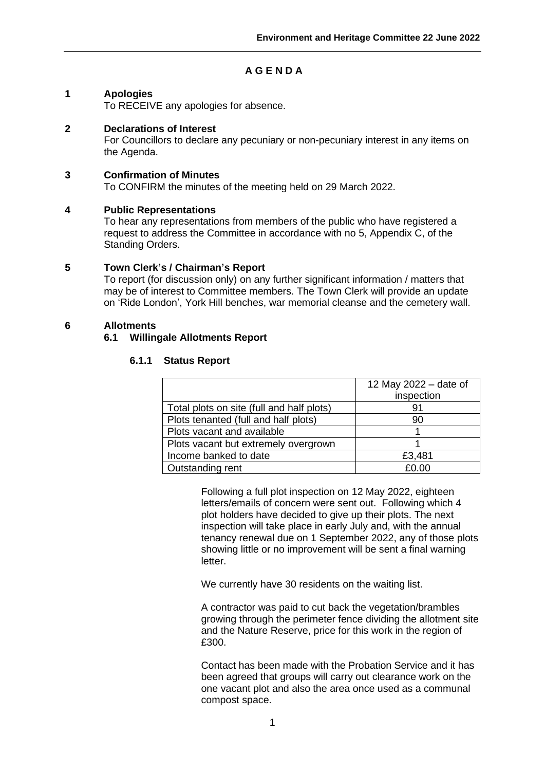# A G E N D A

## 1 Apologies

To RECEIVE any apologies for absence.

## 2 Declarations of Interest

For Councillors to declare any pecuniary or non-pecuniary interest in any items on the Agenda.

## 3 Confirmation of Minutes

To CONFIRM the minutes of the meeting held on 29 March 2022.

## 4 Public Representations

To hear any representations from members of the public who have registered a request to address the Committee in accordance with no 5, Appendix C, of the Standing Orders.

## 5 Town Clerk's / Chairman's Report

To report (for discussion only) on any further significant information / matters that may be of interest to Committee members. The Town Clerk will provide an update on 'Ride London', York Hill benches, war memorial cleanse and the cemetery wall.

## 6 Allotments

### 6.1 Willingale Allotments Report

#### 6.1.1 Status Report

| | 12 May 2022 – date of inspection |
|---|---|
| Total plots on site (full and half plots) | 91 |
| Plots tenanted (full and half plots) | 90 |
| Plots vacant and available | 1 |
| Plots vacant but extremely overgrown | 1 |
| Income banked to date | £3,481 |
| Outstanding rent | £0.00 |

Following a full plot inspection on 12 May 2022, eighteen letters/emails of concern were sent out. Following which 4 plot holders have decided to give up their plots. The next inspection will take place in early July and, with the annual tenancy renewal due on 1 September 2022, any of those plots showing little or no improvement will be sent a final warning letter.

We currently have 30 residents on the waiting list.

A contractor was paid to cut back the vegetation/brambles growing through the perimeter fence dividing the allotment site and the Nature Reserve, price for this work in the region of £300.

Contact has been made with the Probation Service and it has been agreed that groups will carry out clearance work on the one vacant plot and also the area once used as a communal compost space.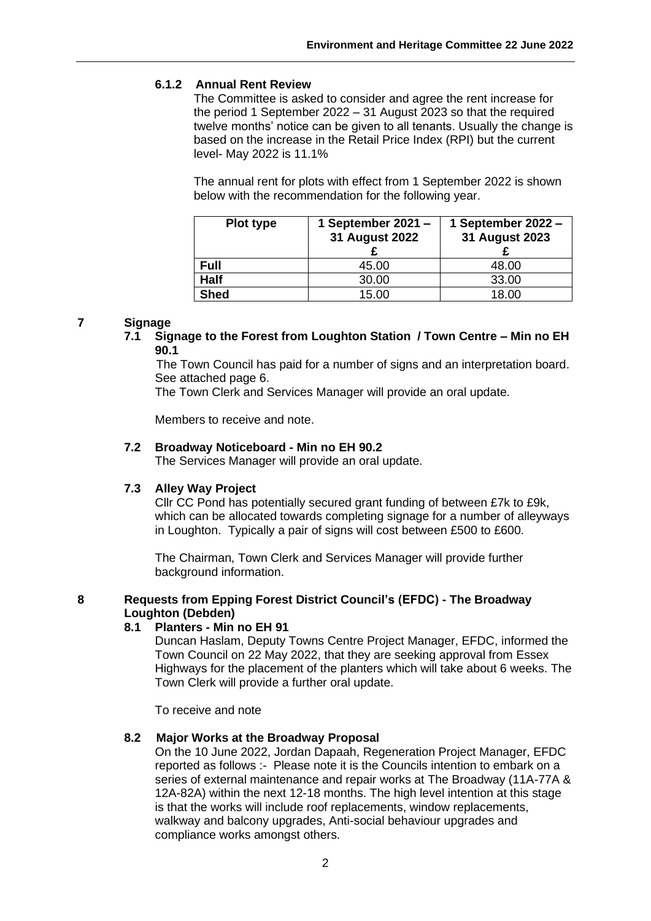#### 6.1.2 Annual Rent Review

The Committee is asked to consider and agree the rent increase for the period 1 September 2022 – 31 August 2023 so that the required twelve months' notice can be given to all tenants. Usually the change is based on the increase in the Retail Price Index (RPI) but the current level- May 2022 is 11.1%

The annual rent for plots with effect from 1 September 2022 is shown below with the recommendation for the following year.

| Plot type | 1 September 2021 – 31 August 2022 £ | 1 September 2022 – 31 August 2023 £ |
|---|---|---|
| **Full** | 45.00 | 48.00 |
| **Half** | 30.00 | 33.00 |
| **Shed** | 15.00 | 18.00 |

## 7 Signage

### 7.1 Signage to the Forest from Loughton Station / Town Centre – Min no EH 90.1

The Town Council has paid for a number of signs and an interpretation board. See attached page 6.

The Town Clerk and Services Manager will provide an oral update.

Members to receive and note.

### 7.2 Broadway Noticeboard - Min no EH 90.2

The Services Manager will provide an oral update.

### 7.3 Alley Way Project

Cllr CC Pond has potentially secured grant funding of between £7k to £9k, which can be allocated towards completing signage for a number of alleyways in Loughton. Typically a pair of signs will cost between £500 to £600.

The Chairman, Town Clerk and Services Manager will provide further background information.

## 8 Requests from Epping Forest District Council's (EFDC) - The Broadway Loughton (Debden)

### 8.1 Planters - Min no EH 91

Duncan Haslam, Deputy Towns Centre Project Manager, EFDC, informed the Town Council on 22 May 2022, that they are seeking approval from Essex Highways for the placement of the planters which will take about 6 weeks. The Town Clerk will provide a further oral update.

To receive and note

### 8.2 Major Works at the Broadway Proposal

On the 10 June 2022, Jordan Dapaah, Regeneration Project Manager, EFDC reported as follows :- Please note it is the Councils intention to embark on a series of external maintenance and repair works at The Broadway (11A-77A & 12A-82A) within the next 12-18 months. The high level intention at this stage is that the works will include roof replacements, window replacements, walkway and balcony upgrades, Anti-social behaviour upgrades and compliance works amongst others.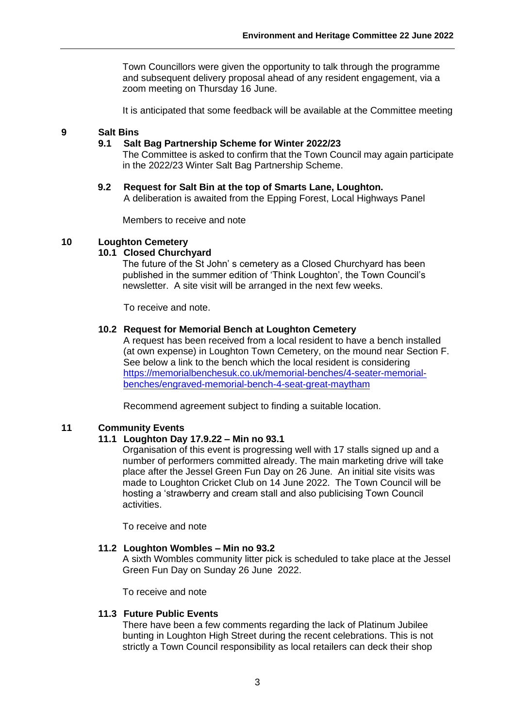Town Councillors were given the opportunity to talk through the programme and subsequent delivery proposal ahead of any resident engagement, via a zoom meeting on Thursday 16 June.

It is anticipated that some feedback will be available at the Committee meeting

## 9 Salt Bins

### 9.1 Salt Bag Partnership Scheme for Winter 2022/23

The Committee is asked to confirm that the Town Council may again participate in the 2022/23 Winter Salt Bag Partnership Scheme.

### 9.2 Request for Salt Bin at the top of Smarts Lane, Loughton.

A deliberation is awaited from the Epping Forest, Local Highways Panel

Members to receive and note

## 10 Loughton Cemetery

### 10.1 Closed Churchyard

The future of the St John' s cemetery as a Closed Churchyard has been published in the summer edition of 'Think Loughton', the Town Council's newsletter. A site visit will be arranged in the next few weeks.

To receive and note.

### 10.2 Request for Memorial Bench at Loughton Cemetery

A request has been received from a local resident to have a bench installed (at own expense) in Loughton Town Cemetery, on the mound near Section F. See below a link to the bench which the local resident is considering https://memorialbenchesuk.co.uk/memorial-benches/4-seater-memorial-benches/engraved-memorial-bench-4-seat-great-maytham

Recommend agreement subject to finding a suitable location.

## 11 Community Events

### 11.1 Loughton Day 17.9.22 – Min no 93.1

Organisation of this event is progressing well with 17 stalls signed up and a number of performers committed already. The main marketing drive will take place after the Jessel Green Fun Day on 26 June. An initial site visits was made to Loughton Cricket Club on 14 June 2022. The Town Council will be hosting a 'strawberry and cream stall and also publicising Town Council activities.

To receive and note

### 11.2 Loughton Wombles – Min no 93.2

A sixth Wombles community litter pick is scheduled to take place at the Jessel Green Fun Day on Sunday 26 June 2022.

To receive and note

### 11.3 Future Public Events

There have been a few comments regarding the lack of Platinum Jubilee bunting in Loughton High Street during the recent celebrations. This is not strictly a Town Council responsibility as local retailers can deck their shop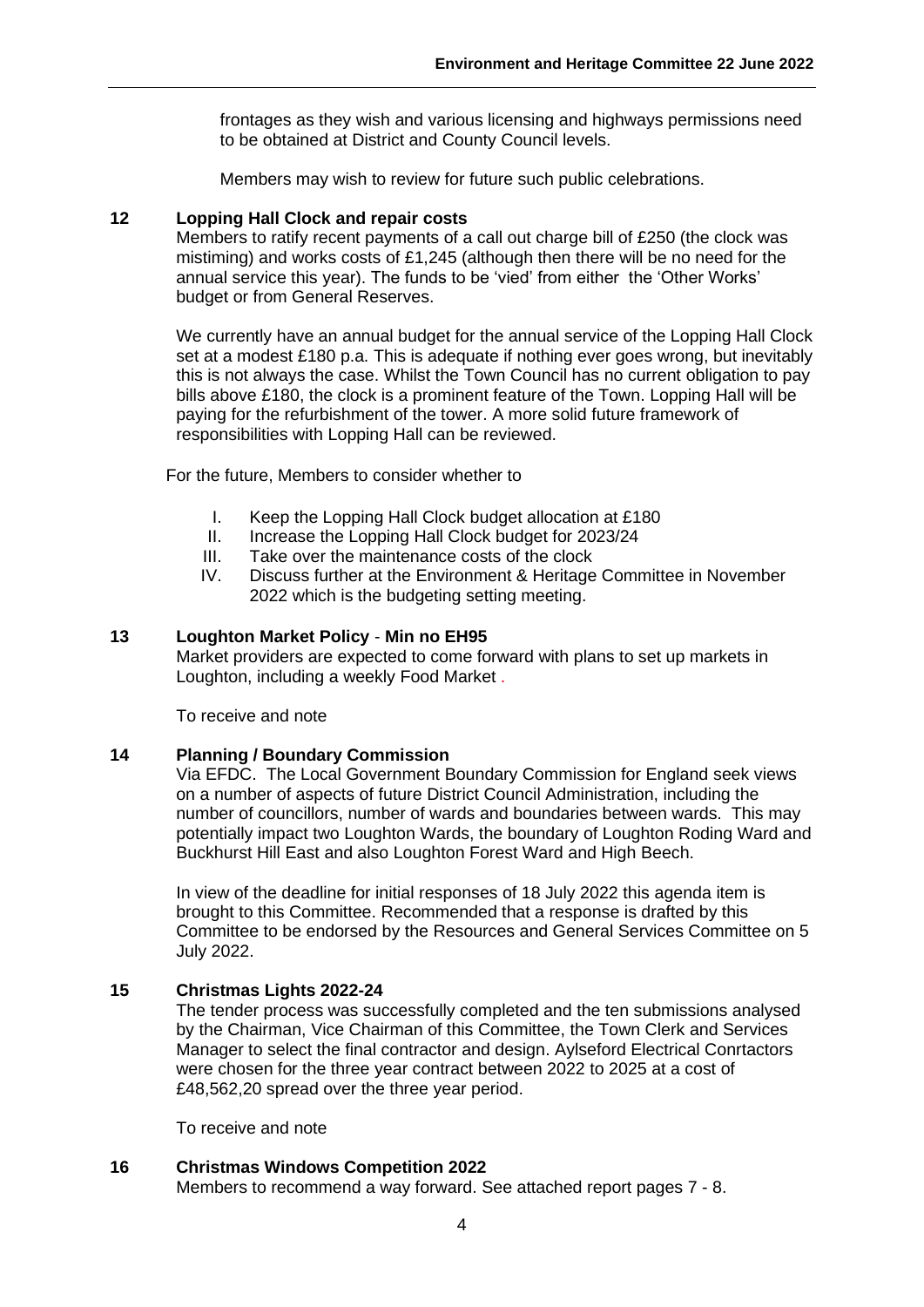frontages as they wish and various licensing and highways permissions need to be obtained at District and County Council levels.

Members may wish to review for future such public celebrations.

## 12 Lopping Hall Clock and repair costs

Members to ratify recent payments of a call out charge bill of £250 (the clock was mistiming) and works costs of £1,245 (although then there will be no need for the annual service this year). The funds to be 'vied' from either the 'Other Works' budget or from General Reserves.

We currently have an annual budget for the annual service of the Lopping Hall Clock set at a modest £180 p.a. This is adequate if nothing ever goes wrong, but inevitably this is not always the case. Whilst the Town Council has no current obligation to pay bills above £180, the clock is a prominent feature of the Town. Lopping Hall will be paying for the refurbishment of the tower. A more solid future framework of responsibilities with Lopping Hall can be reviewed.

For the future, Members to consider whether to

I. Keep the Lopping Hall Clock budget allocation at £180
II. Increase the Lopping Hall Clock budget for 2023/24
III. Take over the maintenance costs of the clock
IV. Discuss further at the Environment & Heritage Committee in November 2022 which is the budgeting setting meeting.

## 13 Loughton Market Policy - Min no EH95

Market providers are expected to come forward with plans to set up markets in Loughton, including a weekly Food Market .

To receive and note

## 14 Planning / Boundary Commission

Via EFDC. The Local Government Boundary Commission for England seek views on a number of aspects of future District Council Administration, including the number of councillors, number of wards and boundaries between wards. This may potentially impact two Loughton Wards, the boundary of Loughton Roding Ward and Buckhurst Hill East and also Loughton Forest Ward and High Beech.

In view of the deadline for initial responses of 18 July 2022 this agenda item is brought to this Committee. Recommended that a response is drafted by this Committee to be endorsed by the Resources and General Services Committee on 5 July 2022.

## 15 Christmas Lights 2022-24

The tender process was successfully completed and the ten submissions analysed by the Chairman, Vice Chairman of this Committee, the Town Clerk and Services Manager to select the final contractor and design. Aylseford Electrical Conrtactors were chosen for the three year contract between 2022 to 2025 at a cost of £48,562,20 spread over the three year period.

To receive and note

## 16 Christmas Windows Competition 2022

Members to recommend a way forward. See attached report pages 7 - 8.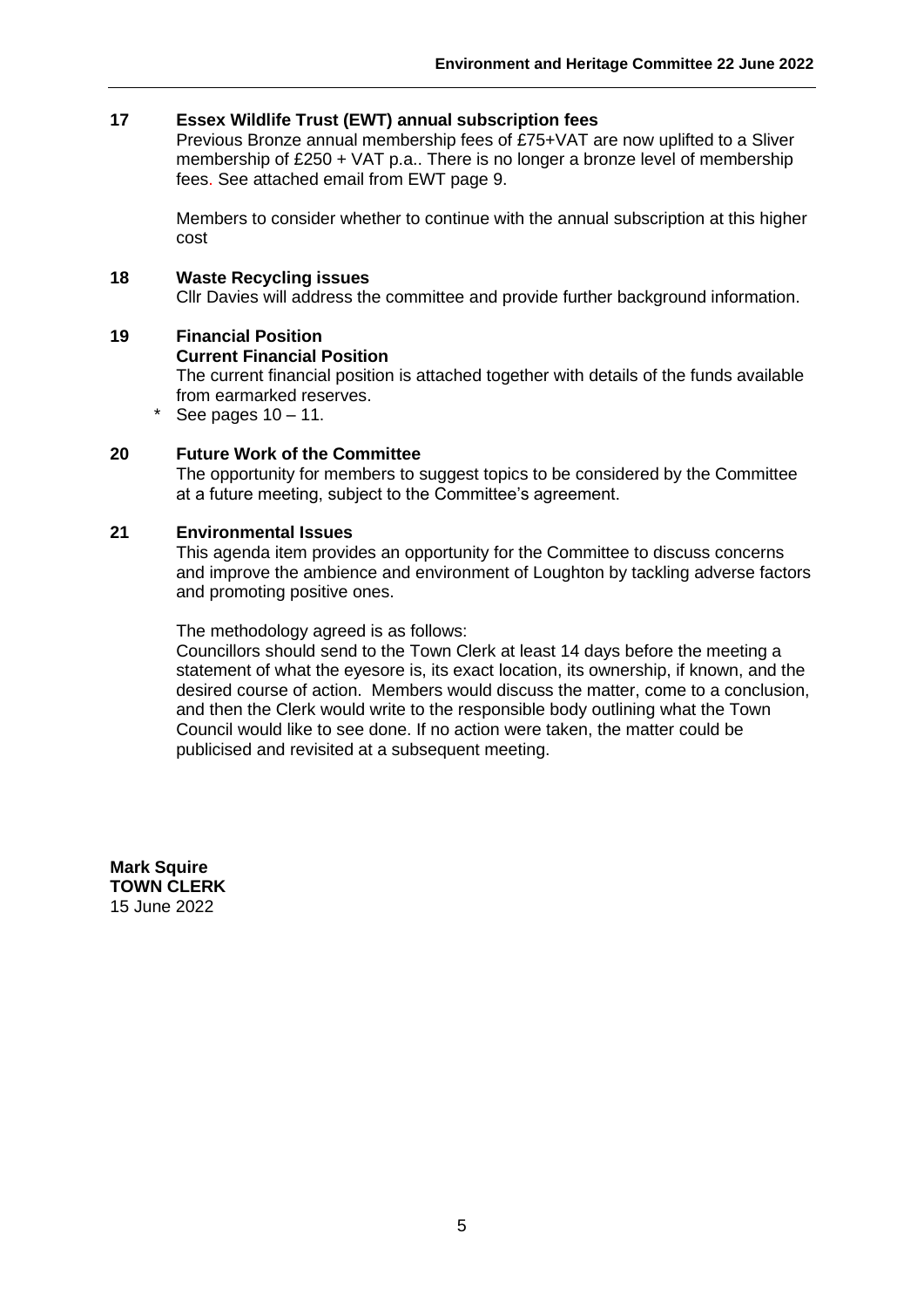**17 Essex Wildlife Trust (EWT) annual subscription fees**

Previous Bronze annual membership fees of £75+VAT are now uplifted to a Sliver membership of £250 + VAT p.a.. There is no longer a bronze level of membership fees. See attached email from EWT page 9.

Members to consider whether to continue with the annual subscription at this higher cost

**18 Waste Recycling issues**

Cllr Davies will address the committee and provide further background information.

**19 Financial Position**

**Current Financial Position**

The current financial position is attached together with details of the funds available from earmarked reserves.

\* See pages 10 – 11.

**20 Future Work of the Committee**

The opportunity for members to suggest topics to be considered by the Committee at a future meeting, subject to the Committee's agreement.

**21 Environmental Issues**

This agenda item provides an opportunity for the Committee to discuss concerns and improve the ambience and environment of Loughton by tackling adverse factors and promoting positive ones.

The methodology agreed is as follows:

Councillors should send to the Town Clerk at least 14 days before the meeting a statement of what the eyesore is, its exact location, its ownership, if known, and the desired course of action. Members would discuss the matter, come to a conclusion, and then the Clerk would write to the responsible body outlining what the Town Council would like to see done. If no action were taken, the matter could be publicised and revisited at a subsequent meeting.

**Mark Squire**
**TOWN CLERK**
15 June 2022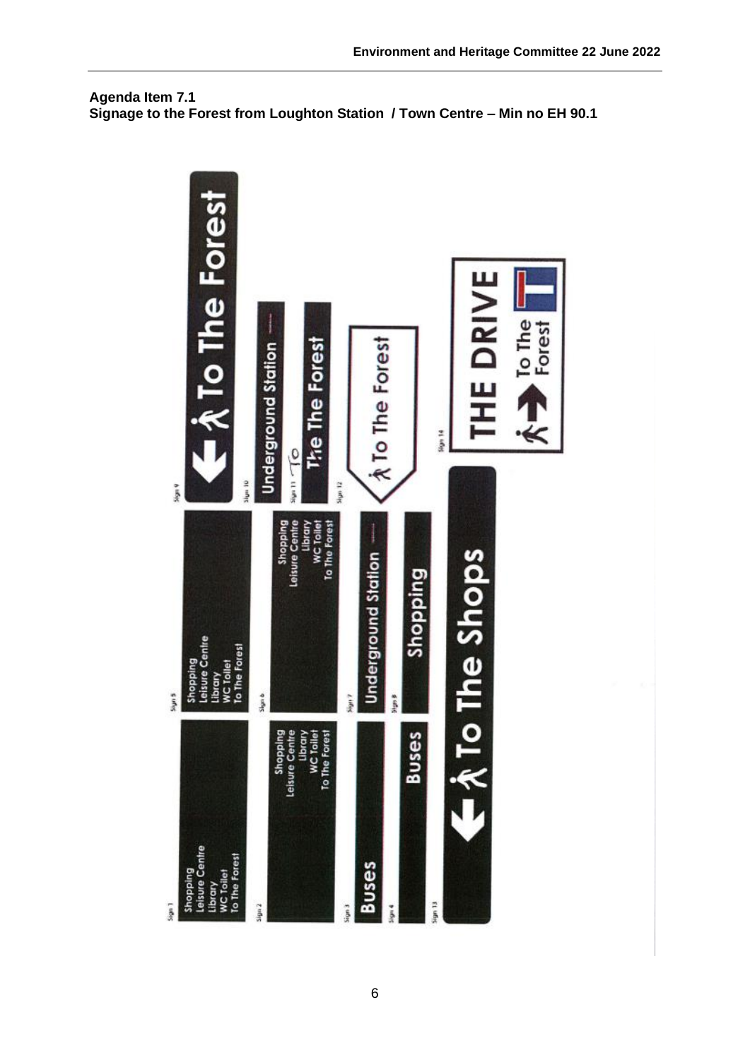**Agenda Item 7.1**
**Signage to the Forest from Loughton Station / Town Centre – Min no EH 90.1**

Sign 1
Shopping
Leisure Centre
Library
WC Toilet
To The Forest

Sign 5
Shopping
Leisure Centre
Library
WC Toilet
To The Forest

Sign 9
← To The Forest

Sign 2
Shopping
Leisure Centre
Library
WC Toilet
To The Forest

Sign 6
Shopping
Leisure Centre
Library
WC Toilet
To The Forest

Sign 10
Underground Station

Sign 11
To
The The Forest

Sign 3
Buses

Sign 7
Underground Station

Sign 12
To The Forest

Sign 4
Buses

Sign 8
Shopping

Sign 13
← To The Shops

Sign 14
THE DRIVE
→ To The Forest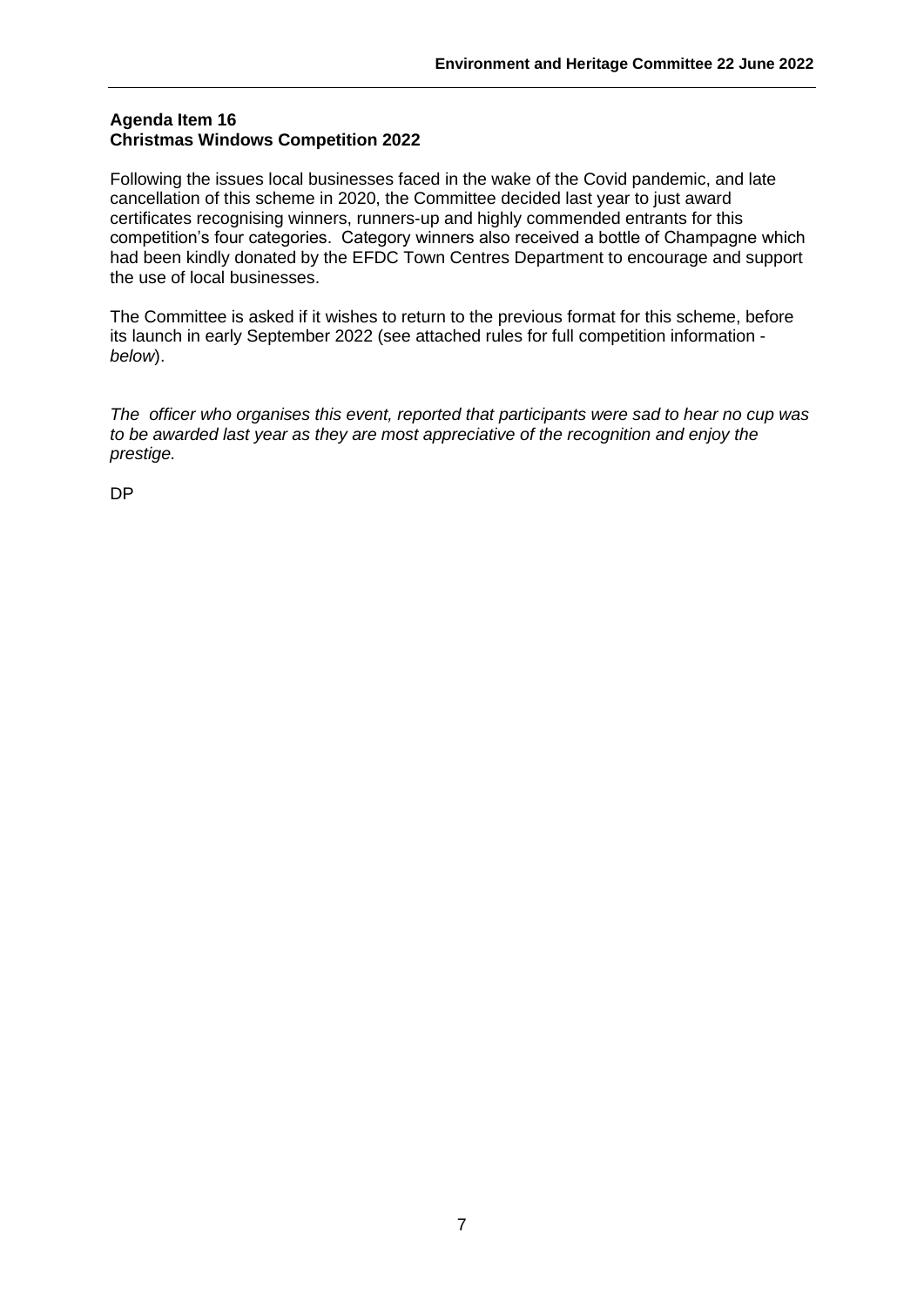**Agenda Item 16**
**Christmas Windows Competition 2022**

Following the issues local businesses faced in the wake of the Covid pandemic, and late cancellation of this scheme in 2020, the Committee decided last year to just award certificates recognising winners, runners-up and highly commended entrants for this competition's four categories. Category winners also received a bottle of Champagne which had been kindly donated by the EFDC Town Centres Department to encourage and support the use of local businesses.

The Committee is asked if it wishes to return to the previous format for this scheme, before its launch in early September 2022 (see attached rules for full competition information - *below*).

*The officer who organises this event, reported that participants were sad to hear no cup was to be awarded last year as they are most appreciative of the recognition and enjoy the prestige.*

DP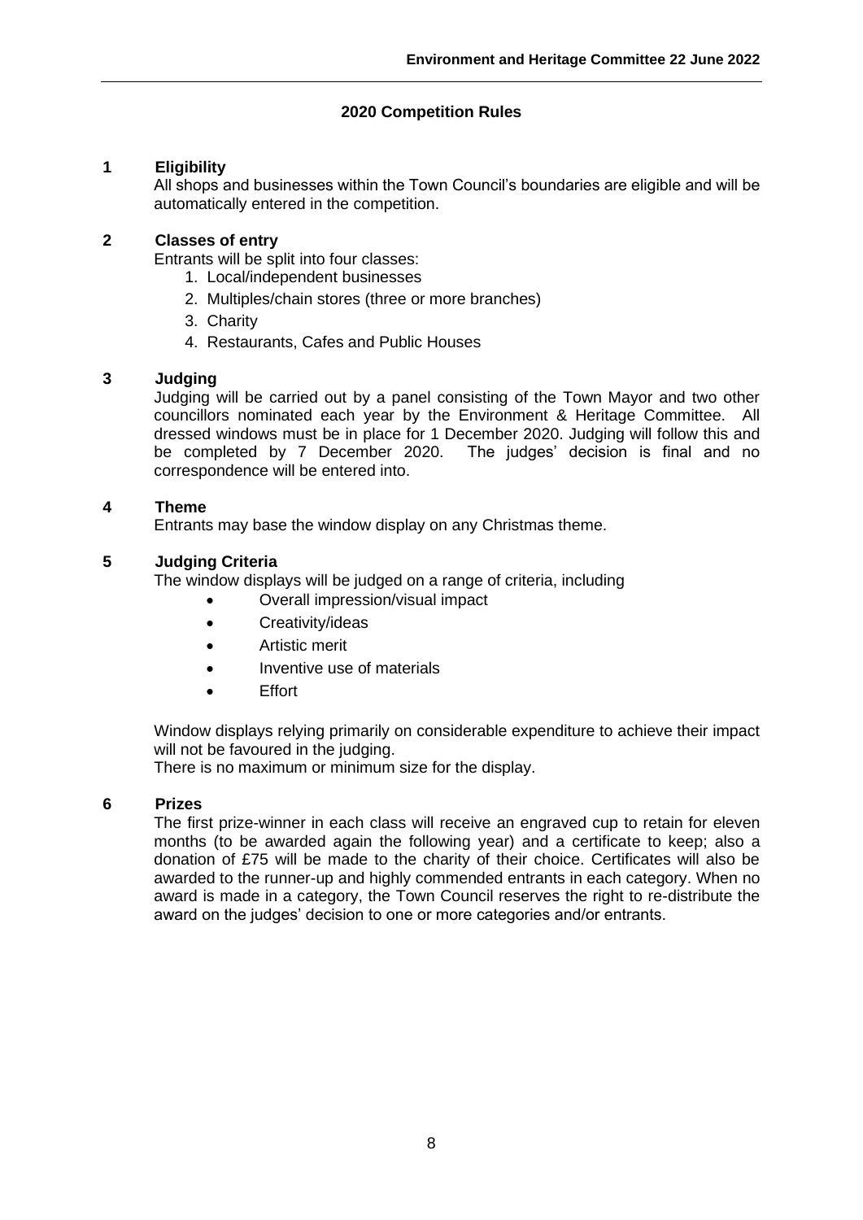## 2020 Competition Rules

### 1 Eligibility

All shops and businesses within the Town Council's boundaries are eligible and will be automatically entered in the competition.

### 2 Classes of entry

Entrants will be split into four classes:

1. Local/independent businesses
2. Multiples/chain stores (three or more branches)
3. Charity
4. Restaurants, Cafes and Public Houses

### 3 Judging

Judging will be carried out by a panel consisting of the Town Mayor and two other councillors nominated each year by the Environment & Heritage Committee. All dressed windows must be in place for 1 December 2020. Judging will follow this and be completed by 7 December 2020. The judges' decision is final and no correspondence will be entered into.

### 4 Theme

Entrants may base the window display on any Christmas theme.

### 5 Judging Criteria

The window displays will be judged on a range of criteria, including

- Overall impression/visual impact
- Creativity/ideas
- Artistic merit
- Inventive use of materials
- Effort

Window displays relying primarily on considerable expenditure to achieve their impact will not be favoured in the judging.

There is no maximum or minimum size for the display.

### 6 Prizes

The first prize-winner in each class will receive an engraved cup to retain for eleven months (to be awarded again the following year) and a certificate to keep; also a donation of £75 will be made to the charity of their choice. Certificates will also be awarded to the runner-up and highly commended entrants in each category. When no award is made in a category, the Town Council reserves the right to re-distribute the award on the judges' decision to one or more categories and/or entrants.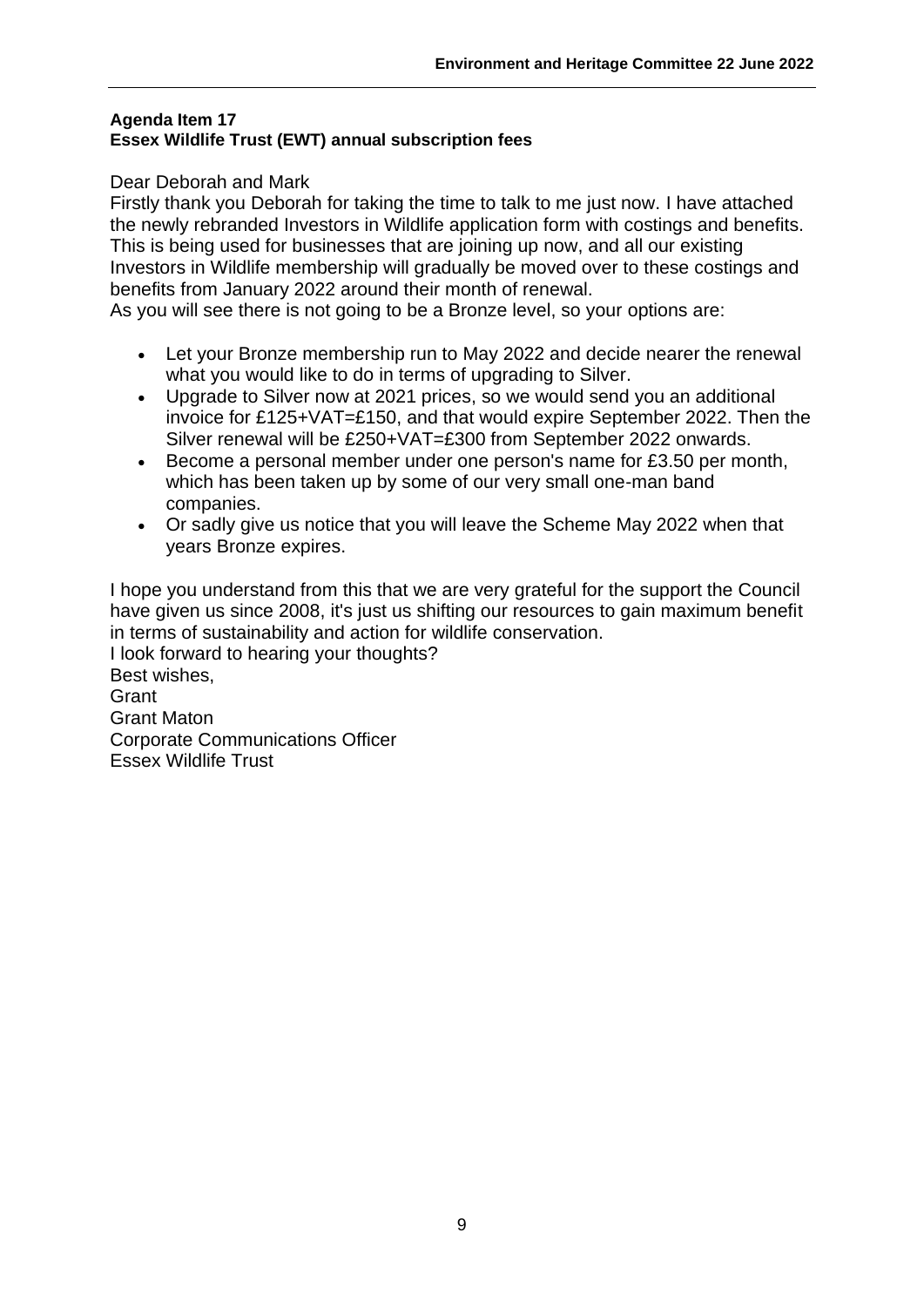**Agenda Item 17**
**Essex Wildlife Trust (EWT) annual subscription fees**

Dear Deborah and Mark

Firstly thank you Deborah for taking the time to talk to me just now. I have attached the newly rebranded Investors in Wildlife application form with costings and benefits. This is being used for businesses that are joining up now, and all our existing Investors in Wildlife membership will gradually be moved over to these costings and benefits from January 2022 around their month of renewal.

As you will see there is not going to be a Bronze level, so your options are:

- Let your Bronze membership run to May 2022 and decide nearer the renewal what you would like to do in terms of upgrading to Silver.
- Upgrade to Silver now at 2021 prices, so we would send you an additional invoice for £125+VAT=£150, and that would expire September 2022. Then the Silver renewal will be £250+VAT=£300 from September 2022 onwards.
- Become a personal member under one person's name for £3.50 per month, which has been taken up by some of our very small one-man band companies.
- Or sadly give us notice that you will leave the Scheme May 2022 when that years Bronze expires.

I hope you understand from this that we are very grateful for the support the Council have given us since 2008, it's just us shifting our resources to gain maximum benefit in terms of sustainability and action for wildlife conservation.

I look forward to hearing your thoughts?

Best wishes,

Grant

Grant Maton

Corporate Communications Officer

Essex Wildlife Trust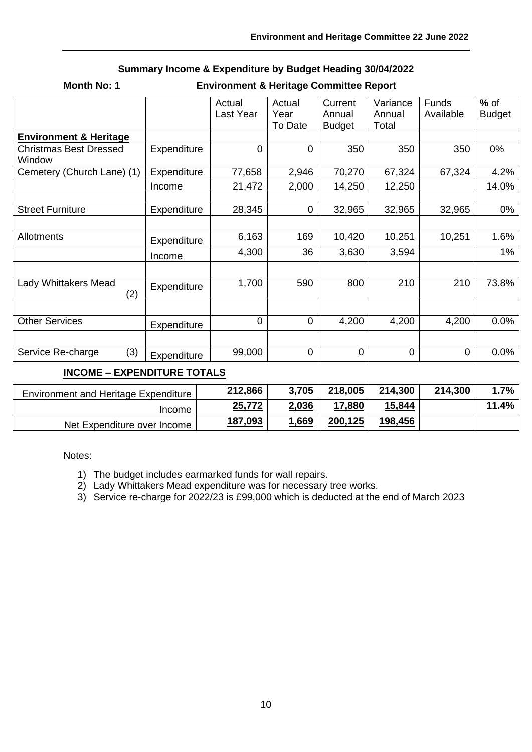## Summary Income & Expenditure by Budget Heading 30/04/2022

**Month No: 1** **Environment & Heritage Committee Report**

| | | Actual Last Year | Actual Year To Date | Current Annual Budget | Variance Annual Total | Funds Available | **%** of Budget |
|---|---|---|---|---|---|---|---|
| **Environment & Heritage** | | | | | | | |
| Christmas Best Dressed Window | Expenditure | 0 | 0 | 350 | 350 | 350 | 0% |
| Cemetery (Church Lane) (1) | Expenditure | 77,658 | 2,946 | 70,270 | 67,324 | 67,324 | 4.2% |
| | Income | 21,472 | 2,000 | 14,250 | 12,250 | | 14.0% |
| | | | | | | | |
| Street Furniture | Expenditure | 28,345 | 0 | 32,965 | 32,965 | 32,965 | 0% |
| | | | | | | | |
| Allotments | Expenditure | 6,163 | 169 | 10,420 | 10,251 | 10,251 | 1.6% |
| | Income | 4,300 | 36 | 3,630 | 3,594 | | 1% |
| | | | | | | | |
| Lady Whittakers Mead (2) | Expenditure | 1,700 | 590 | 800 | 210 | 210 | 73.8% |
| | | | | | | | |
| Other Services | Expenditure | 0 | 0 | 4,200 | 4,200 | 4,200 | 0.0% |
| | | | | | | | |
| Service Re-charge (3) | Expenditure | 99,000 | 0 | 0 | 0 | 0 | 0.0% |

**INCOME – EXPENDITURE TOTALS**

| | | | | | | |
|---|---|---|---|---|---|---|
| Environment and Heritage Expenditure | **212,866** | **3,705** | **218,005** | **214,300** | **214,300** | **1.7%** |
| Income | **25,772** | **2,036** | **17,880** | **15,844** | | **11.4%** |
| Net Expenditure over Income | **187,093** | **1,669** | **200,125** | **198,456** | | |

Notes:

1) The budget includes earmarked funds for wall repairs.
2) Lady Whittakers Mead expenditure was for necessary tree works.
3) Service re-charge for 2022/23 is £99,000 which is deducted at the end of March 2023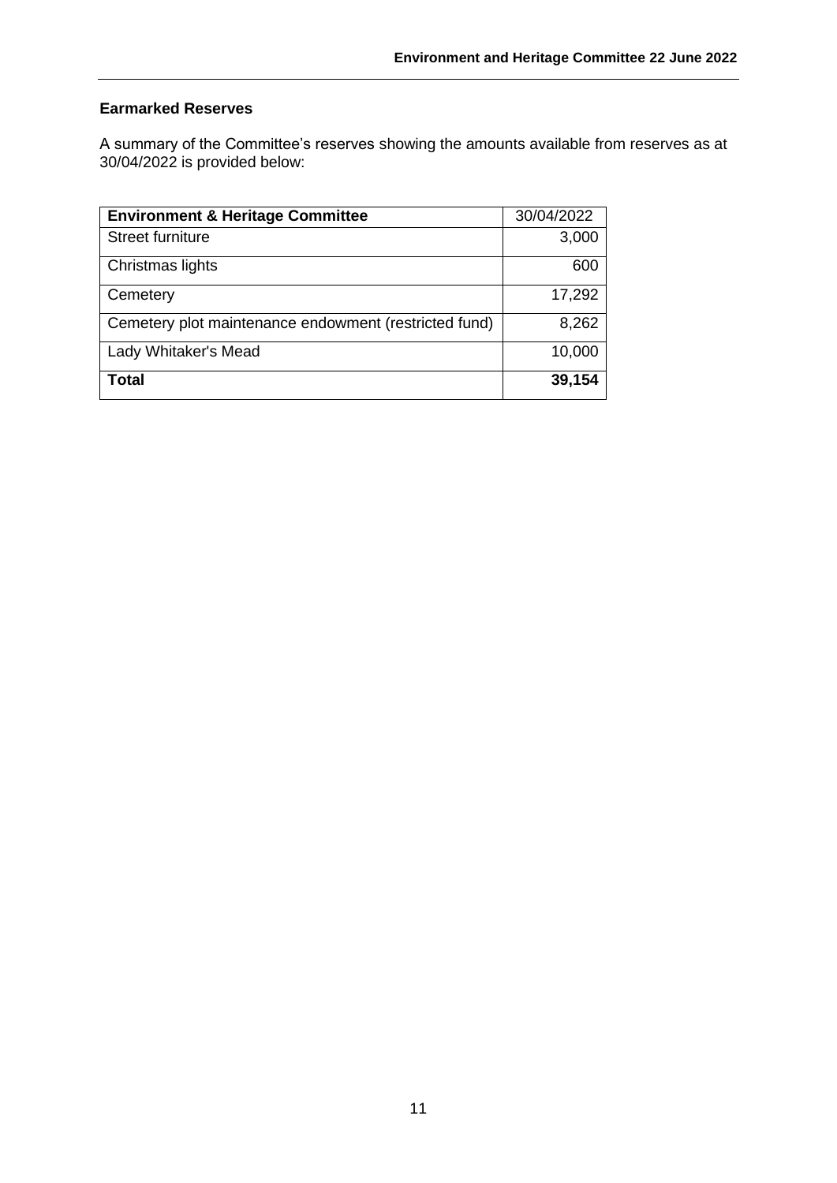## Earmarked Reserves

A summary of the Committee's reserves showing the amounts available from reserves as at 30/04/2022 is provided below:

| **Environment & Heritage Committee** | 30/04/2022 |
|---|---|
| Street furniture | 3,000 |
| Christmas lights | 600 |
| Cemetery | 17,292 |
| Cemetery plot maintenance endowment (restricted fund) | 8,262 |
| Lady Whitaker's Mead | 10,000 |
| **Total** | **39,154** |